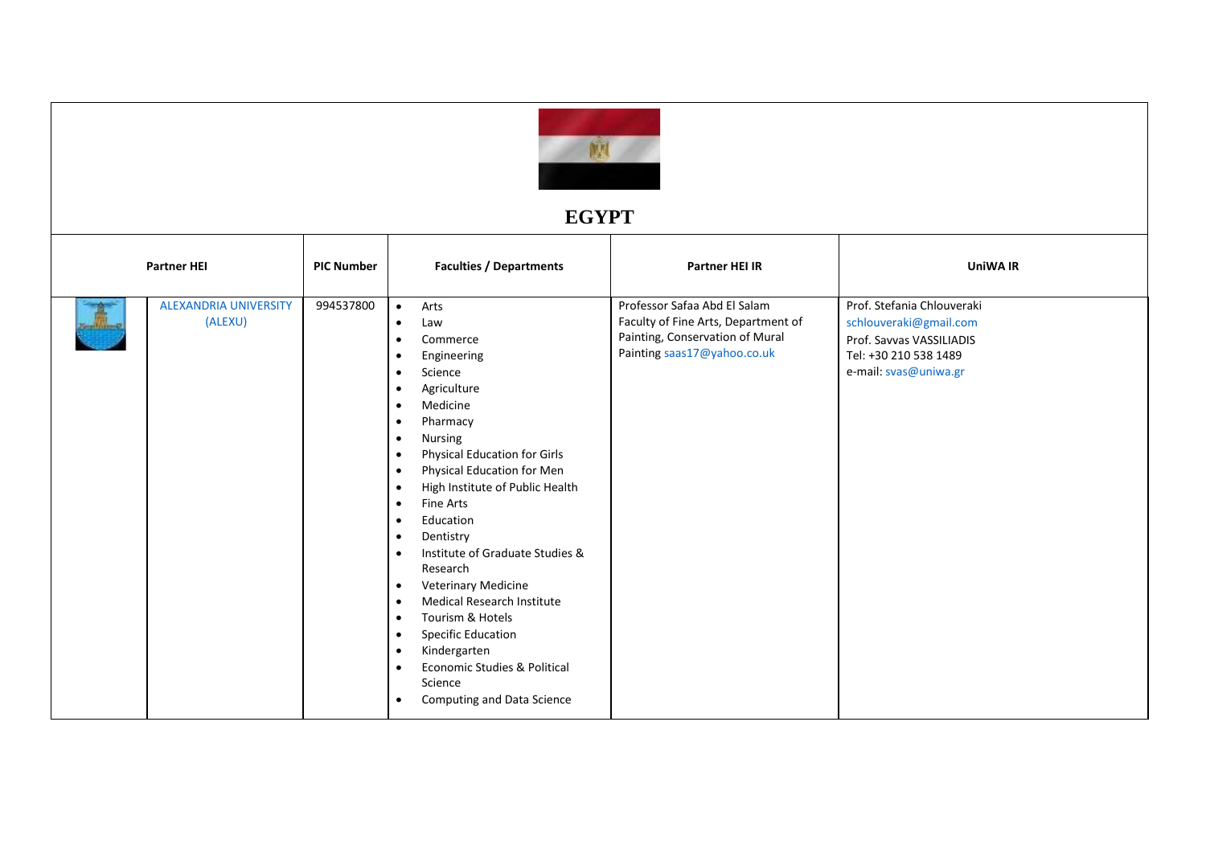# EGYPT

| Partner HEI | PIC Number | Faculties / Departments | Partner HEI IR | UniWA IR |
|---|---|---|---|---|
| ALEXANDRIA UNIVERSITY (ALEXU) | 994537800 | • Arts<br>• Law<br>• Commerce<br>• Engineering<br>• Science<br>• Agriculture<br>• Medicine<br>• Pharmacy<br>• Nursing<br>• Physical Education for Girls<br>• Physical Education for Men<br>• High Institute of Public Health<br>• Fine Arts<br>• Education<br>• Dentistry<br>• Institute of Graduate Studies & Research<br>• Veterinary Medicine<br>• Medical Research Institute<br>• Tourism & Hotels<br>• Specific Education<br>• Kindergarten<br>• Economic Studies & Political Science<br>• Computing and Data Science | Professor Safaa Abd El Salam<br>Faculty of Fine Arts, Department of Painting, Conservation of Mural Painting saas17@yahoo.co.uk | Prof. Stefania Chlouveraki<br>schlouveraki@gmail.com<br>Prof. Savvas VASSILIADIS<br>Tel: +30 210 538 1489<br>e-mail: svas@uniwa.gr |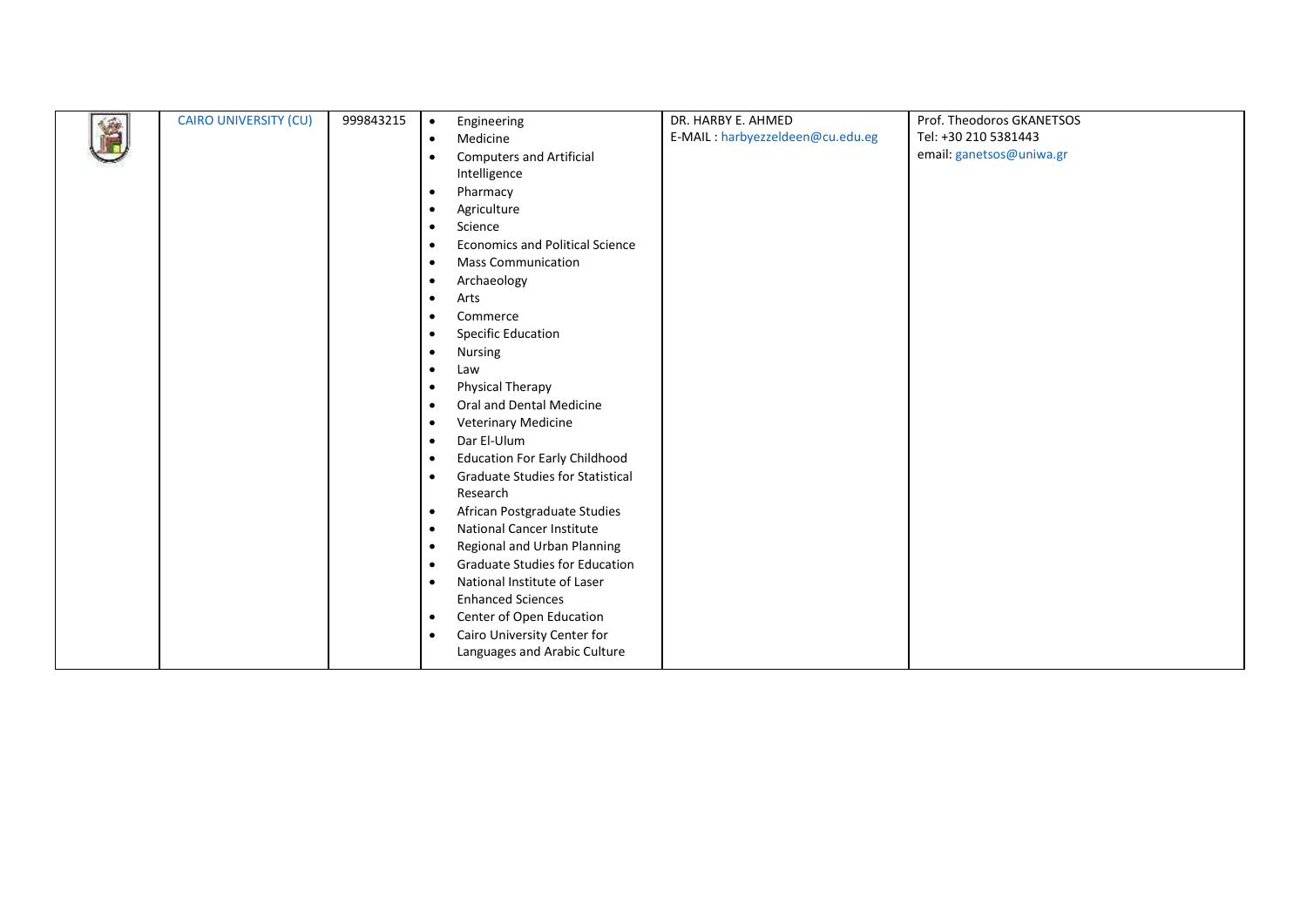| | | | | | |
|---|---|---|---|---|---|
| | CAIRO UNIVERSITY (CU) | 999843215 | • Engineering<br>• Medicine<br>• Computers and Artificial Intelligence<br>• Pharmacy<br>• Agriculture<br>• Science<br>• Economics and Political Science<br>• Mass Communication<br>• Archaeology<br>• Arts<br>• Commerce<br>• Specific Education<br>• Nursing<br>• Law<br>• Physical Therapy<br>• Oral and Dental Medicine<br>• Veterinary Medicine<br>• Dar El-Ulum<br>• Education For Early Childhood<br>• Graduate Studies for Statistical Research<br>• African Postgraduate Studies<br>• National Cancer Institute<br>• Regional and Urban Planning<br>• Graduate Studies for Education<br>• National Institute of Laser Enhanced Sciences<br>• Center of Open Education<br>• Cairo University Center for Languages and Arabic Culture | DR. HARBY E. AHMED<br>E-MAIL : harbyezzeldeen@cu.edu.eg | Prof. Theodoros GKANETSOS<br>Tel: +30 210 5381443<br>email: ganetsos@uniwa.gr |